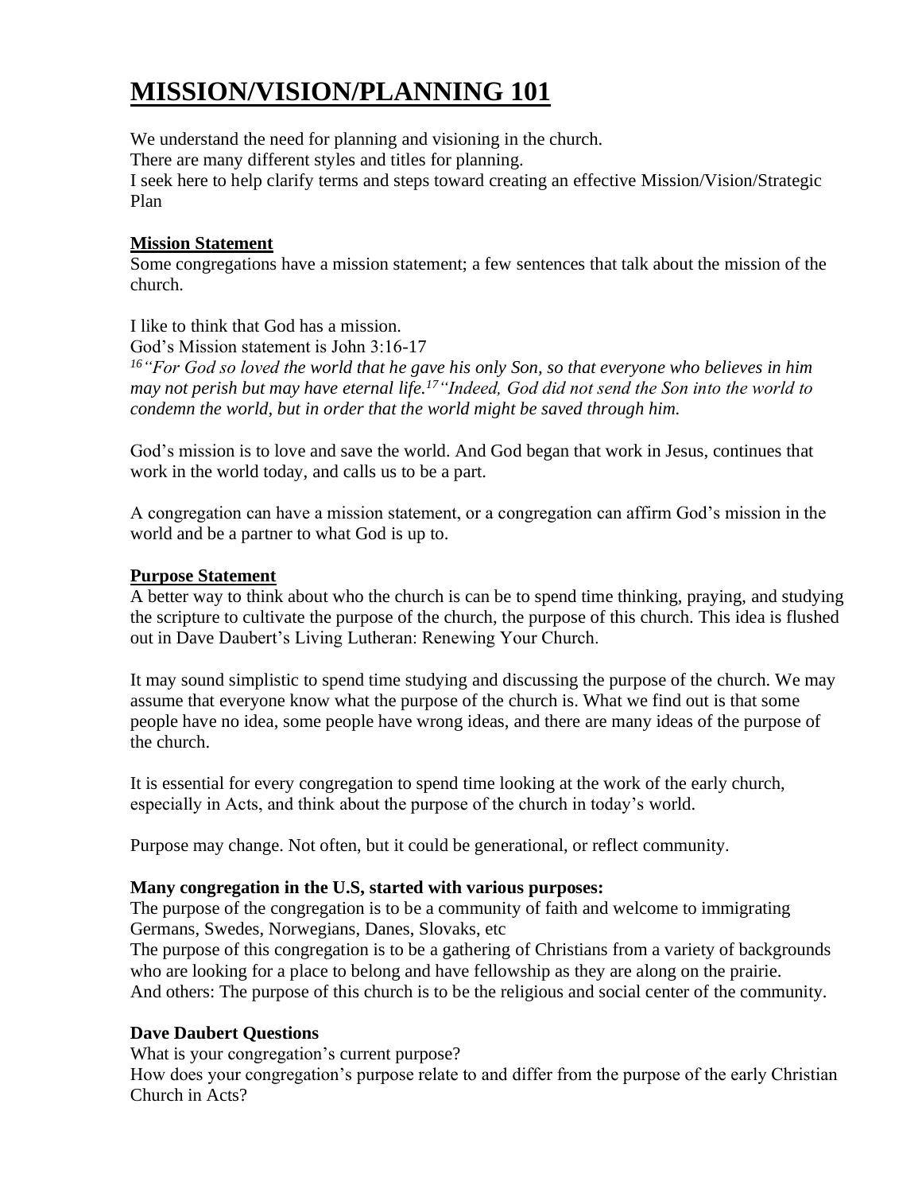# MISSION/VISION/PLANNING 101

We understand the need for planning and visioning in the church.
There are many different styles and titles for planning.
I seek here to help clarify terms and steps toward creating an effective Mission/Vision/Strategic Plan

**Mission Statement**

Some congregations have a mission statement; a few sentences that talk about the mission of the church.

I like to think that God has a mission.
God's Mission statement is John 3:16-17
*[16] "For God so loved the world that he gave his only Son, so that everyone who believes in him may not perish but may have eternal life.[17] "Indeed, God did not send the Son into the world to condemn the world, but in order that the world might be saved through him.*

God's mission is to love and save the world. And God began that work in Jesus, continues that work in the world today, and calls us to be a part.

A congregation can have a mission statement, or a congregation can affirm God's mission in the world and be a partner to what God is up to.

**Purpose Statement**

A better way to think about who the church is can be to spend time thinking, praying, and studying the scripture to cultivate the purpose of the church, the purpose of this church. This idea is flushed out in Dave Daubert's Living Lutheran: Renewing Your Church.

It may sound simplistic to spend time studying and discussing the purpose of the church. We may assume that everyone know what the purpose of the church is. What we find out is that some people have no idea, some people have wrong ideas, and there are many ideas of the purpose of the church.

It is essential for every congregation to spend time looking at the work of the early church, especially in Acts, and think about the purpose of the church in today's world.

Purpose may change. Not often, but it could be generational, or reflect community.

**Many congregation in the U.S, started with various purposes:**

The purpose of the congregation is to be a community of faith and welcome to immigrating Germans, Swedes, Norwegians, Danes, Slovaks, etc
The purpose of this congregation is to be a gathering of Christians from a variety of backgrounds who are looking for a place to belong and have fellowship as they are along on the prairie.
And others: The purpose of this church is to be the religious and social center of the community.

**Dave Daubert Questions**

What is your congregation's current purpose?
How does your congregation's purpose relate to and differ from the purpose of the early Christian Church in Acts?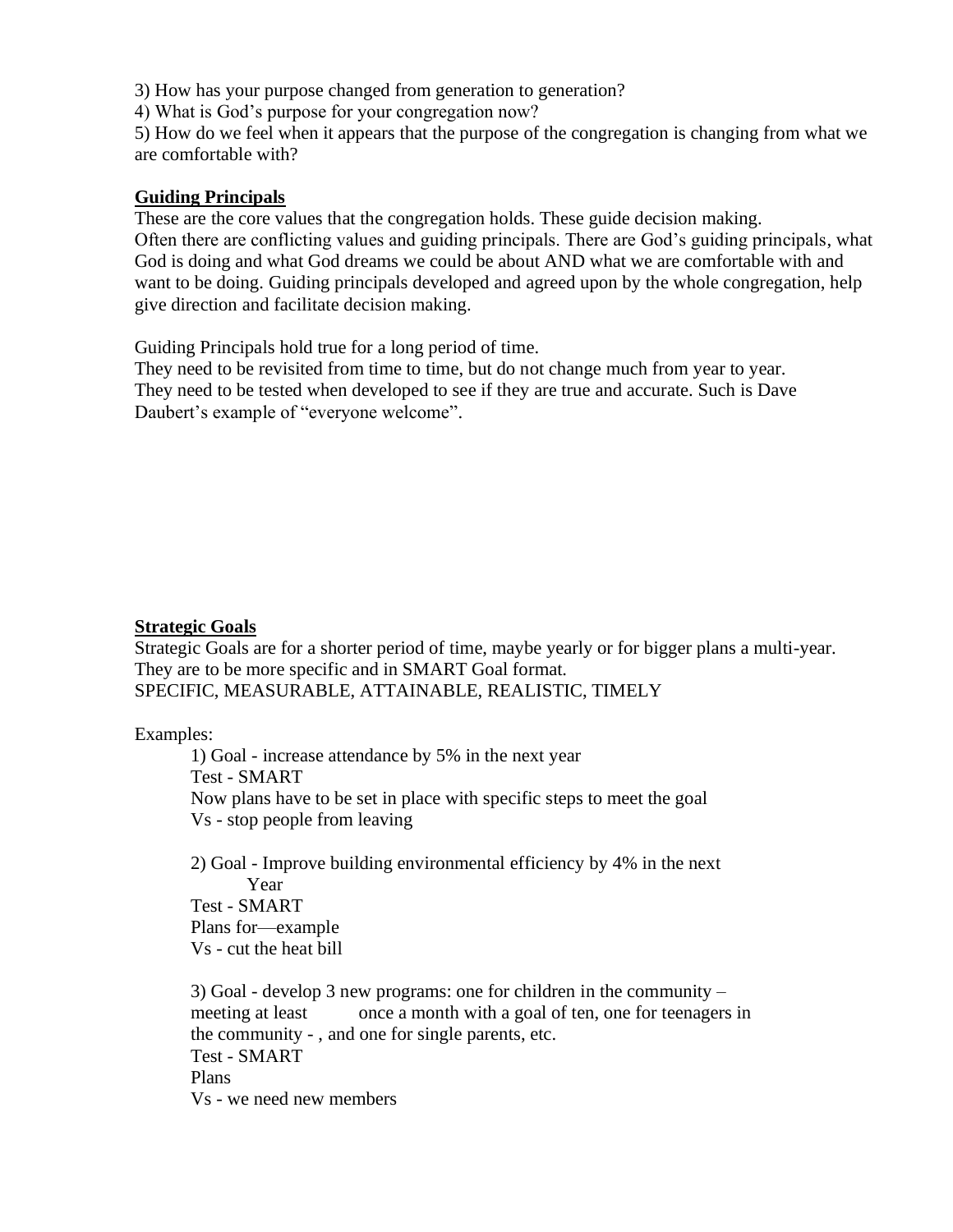3) How has your purpose changed from generation to generation?
4) What is God's purpose for your congregation now?
5) How do we feel when it appears that the purpose of the congregation is changing from what we are comfortable with?

**Guiding Principals**

These are the core values that the congregation holds. These guide decision making.
Often there are conflicting values and guiding principals. There are God's guiding principals, what God is doing and what God dreams we could be about AND what we are comfortable with and want to be doing. Guiding principals developed and agreed upon by the whole congregation, help give direction and facilitate decision making.

Guiding Principals hold true for a long period of time.
They need to be revisited from time to time, but do not change much from year to year.
They need to be tested when developed to see if they are true and accurate. Such is Dave Daubert's example of "everyone welcome".

**Strategic Goals**

Strategic Goals are for a shorter period of time, maybe yearly or for bigger plans a multi-year.
They are to be more specific and in SMART Goal format.
SPECIFIC, MEASURABLE, ATTAINABLE, REALISTIC, TIMELY

Examples:

1) Goal - increase attendance by 5% in the next year
Test - SMART
Now plans have to be set in place with specific steps to meet the goal
Vs - stop people from leaving

2) Goal - Improve building environmental efficiency by 4% in the next Year
Test - SMART
Plans for—example
Vs - cut the heat bill

3) Goal - develop 3 new programs: one for children in the community – meeting at least once a month with a goal of ten, one for teenagers in the community - , and one for single parents, etc.
Test - SMART
Plans
Vs - we need new members